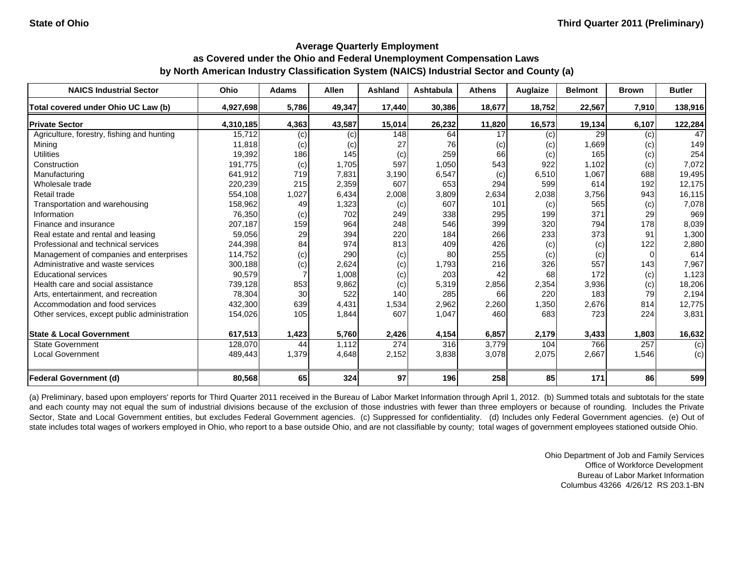State of Ohio

Third Quarter 2011 (Preliminary)

## Average Quarterly Employment as Covered under the Ohio and Federal Unemployment Compensation Laws by North American Industry Classification System (NAICS) Industrial Sector and County (a)

| NAICS Industrial Sector | Ohio | Adams | Allen | Ashland | Ashtabula | Athens | Auglaize | Belmont | Brown | Butler |
|---|---|---|---|---|---|---|---|---|---|---|
| **Total covered under Ohio UC Law (b)** | **4,927,698** | **5,786** | **49,347** | **17,440** | **30,386** | **18,677** | **18,752** | **22,567** | **7,910** | **138,916** |
| **Private Sector** | **4,310,185** | **4,363** | **43,587** | **15,014** | **26,232** | **11,820** | **16,573** | **19,134** | **6,107** | **122,284** |
| Agriculture, forestry, fishing and hunting | 15,712 | (c) | (c) | 148 | 64 | 17 | (c) | 29 | (c) | 47 |
| Mining | 11,818 | (c) | (c) | 27 | 76 | (c) | (c) | 1,669 | (c) | 149 |
| Utilities | 19,392 | 186 | 145 | (c) | 259 | 66 | (c) | 165 | (c) | 254 |
| Construction | 191,775 | (c) | 1,705 | 597 | 1,050 | 543 | 922 | 1,102 | (c) | 7,072 |
| Manufacturing | 641,912 | 719 | 7,831 | 3,190 | 6,547 | (c) | 6,510 | 1,067 | 688 | 19,495 |
| Wholesale trade | 220,239 | 215 | 2,359 | 607 | 653 | 294 | 599 | 614 | 192 | 12,175 |
| Retail trade | 554,108 | 1,027 | 6,434 | 2,008 | 3,809 | 2,634 | 2,038 | 3,756 | 943 | 16,115 |
| Transportation and warehousing | 158,962 | 49 | 1,323 | (c) | 607 | 101 | (c) | 565 | (c) | 7,078 |
| Information | 76,350 | (c) | 702 | 249 | 338 | 295 | 199 | 371 | 29 | 969 |
| Finance and insurance | 207,187 | 159 | 964 | 248 | 546 | 399 | 320 | 794 | 178 | 8,039 |
| Real estate and rental and leasing | 59,056 | 29 | 394 | 220 | 184 | 266 | 233 | 373 | 91 | 1,300 |
| Professional and technical services | 244,398 | 84 | 974 | 813 | 409 | 426 | (c) | (c) | 122 | 2,880 |
| Management of companies and enterprises | 114,752 | (c) | 290 | (c) | 80 | 255 | (c) | (c) | 0 | 614 |
| Administrative and waste services | 300,188 | (c) | 2,624 | (c) | 1,793 | 216 | 326 | 557 | 143 | 7,967 |
| Educational services | 90,579 | 7 | 1,008 | (c) | 203 | 42 | 68 | 172 | (c) | 1,123 |
| Health care and social assistance | 739,128 | 853 | 9,862 | (c) | 5,319 | 2,856 | 2,354 | 3,936 | (c) | 18,206 |
| Arts, entertainment, and recreation | 78,304 | 30 | 522 | 140 | 285 | 66 | 220 | 183 | 79 | 2,194 |
| Accommodation and food services | 432,300 | 639 | 4,431 | 1,534 | 2,962 | 2,260 | 1,350 | 2,676 | 814 | 12,775 |
| Other services, except public administration | 154,026 | 105 | 1,844 | 607 | 1,047 | 460 | 683 | 723 | 224 | 3,831 |
| **State & Local Government** | **617,513** | **1,423** | **5,760** | **2,426** | **4,154** | **6,857** | **2,179** | **3,433** | **1,803** | **16,632** |
| State Government | 128,070 | 44 | 1,112 | 274 | 316 | 3,779 | 104 | 766 | 257 | (c) |
| Local Government | 489,443 | 1,379 | 4,648 | 2,152 | 3,838 | 3,078 | 2,075 | 2,667 | 1,546 | (c) |
| **Federal Government (d)** | **80,568** | **65** | **324** | **97** | **196** | **258** | **85** | **171** | **86** | **599** |

(a) Preliminary, based upon employers' reports for Third Quarter 2011 received in the Bureau of Labor Market Information through April 1, 2012. (b) Summed totals and subtotals for the state and each county may not equal the sum of industrial divisions because of the exclusion of those industries with fewer than three employers or because of rounding. Includes the Private Sector, State and Local Government entities, but excludes Federal Government agencies. (c) Suppressed for confidentiality. (d) Includes only Federal Government agencies. (e) Out of state includes total wages of workers employed in Ohio, who report to a base outside Ohio, and are not classifiable by county; total wages of government employees stationed outside Ohio.

Ohio Department of Job and Family Services
Office of Workforce Development
Bureau of Labor Market Information
Columbus 43266 4/26/12 RS 203.1-BN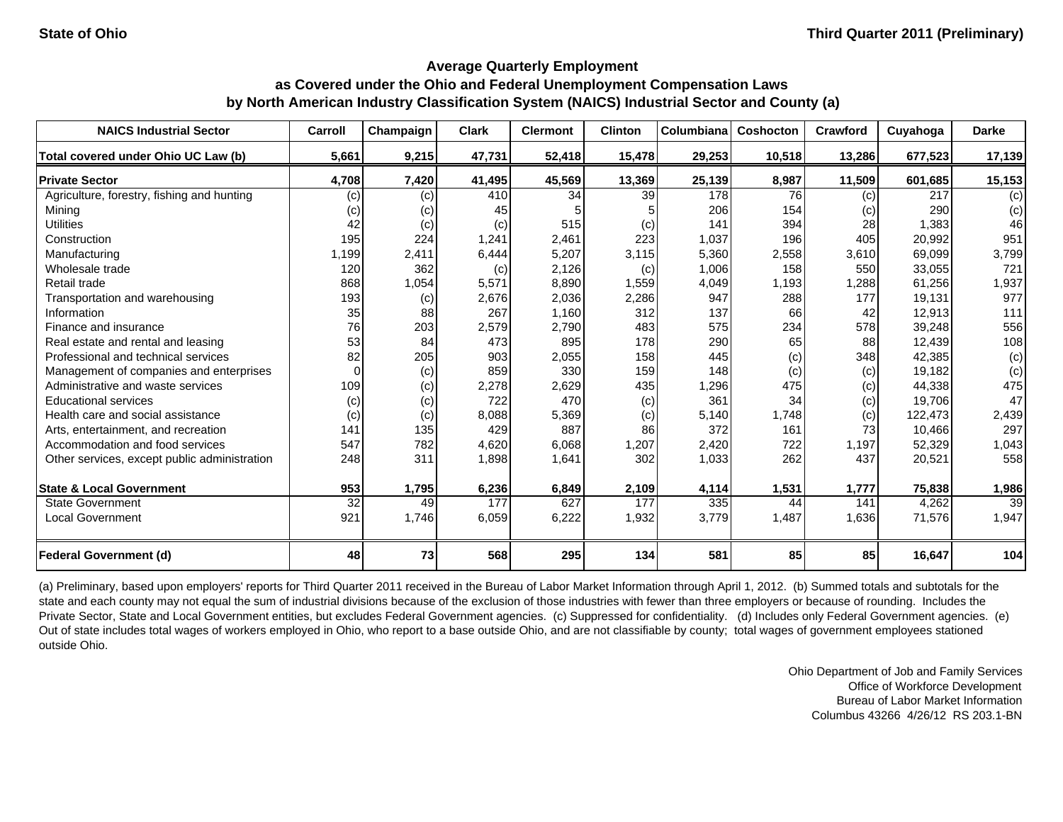State of Ohio — Third Quarter 2011 (Preliminary)

## Average Quarterly Employment as Covered under the Ohio and Federal Unemployment Compensation Laws by North American Industry Classification System (NAICS) Industrial Sector and County (a)

| NAICS Industrial Sector | Carroll | Champaign | Clark | Clermont | Clinton | Columbiana | Coshocton | Crawford | Cuyahoga | Darke |
|---|---|---|---|---|---|---|---|---|---|---|
| **Total covered under Ohio UC Law (b)** | **5,661** | **9,215** | **47,731** | **52,418** | **15,478** | **29,253** | **10,518** | **13,286** | **677,523** | **17,139** |
| **Private Sector** | **4,708** | **7,420** | **41,495** | **45,569** | **13,369** | **25,139** | **8,987** | **11,509** | **601,685** | **15,153** |
| Agriculture, forestry, fishing and hunting | (c) | (c) | 410 | 34 | 39 | 178 | 76 | (c) | 217 | (c) |
| Mining | (c) | (c) | 45 | 5 | 5 | 206 | 154 | (c) | 290 | (c) |
| Utilities | 42 | (c) | (c) | 515 | (c) | 141 | 394 | 28 | 1,383 | 46 |
| Construction | 195 | 224 | 1,241 | 2,461 | 223 | 1,037 | 196 | 405 | 20,992 | 951 |
| Manufacturing | 1,199 | 2,411 | 6,444 | 5,207 | 3,115 | 5,360 | 2,558 | 3,610 | 69,099 | 3,799 |
| Wholesale trade | 120 | 362 | (c) | 2,126 | (c) | 1,006 | 158 | 550 | 33,055 | 721 |
| Retail trade | 868 | 1,054 | 5,571 | 8,890 | 1,559 | 4,049 | 1,193 | 1,288 | 61,256 | 1,937 |
| Transportation and warehousing | 193 | (c) | 2,676 | 2,036 | 2,286 | 947 | 288 | 177 | 19,131 | 977 |
| Information | 35 | 88 | 267 | 1,160 | 312 | 137 | 66 | 42 | 12,913 | 111 |
| Finance and insurance | 76 | 203 | 2,579 | 2,790 | 483 | 575 | 234 | 578 | 39,248 | 556 |
| Real estate and rental and leasing | 53 | 84 | 473 | 895 | 178 | 290 | 65 | 88 | 12,439 | 108 |
| Professional and technical services | 82 | 205 | 903 | 2,055 | 158 | 445 | (c) | 348 | 42,385 | (c) |
| Management of companies and enterprises | 0 | (c) | 859 | 330 | 159 | 148 | (c) | (c) | 19,182 | (c) |
| Administrative and waste services | 109 | (c) | 2,278 | 2,629 | 435 | 1,296 | 475 | (c) | 44,338 | 475 |
| Educational services | (c) | (c) | 722 | 470 | (c) | 361 | 34 | (c) | 19,706 | 47 |
| Health care and social assistance | (c) | (c) | 8,088 | 5,369 | (c) | 5,140 | 1,748 | (c) | 122,473 | 2,439 |
| Arts, entertainment, and recreation | 141 | 135 | 429 | 887 | 86 | 372 | 161 | 73 | 10,466 | 297 |
| Accommodation and food services | 547 | 782 | 4,620 | 6,068 | 1,207 | 2,420 | 722 | 1,197 | 52,329 | 1,043 |
| Other services, except public administration | 248 | 311 | 1,898 | 1,641 | 302 | 1,033 | 262 | 437 | 20,521 | 558 |
| **State & Local Government** | **953** | **1,795** | **6,236** | **6,849** | **2,109** | **4,114** | **1,531** | **1,777** | **75,838** | **1,986** |
| State Government | 32 | 49 | 177 | 627 | 177 | 335 | 44 | 141 | 4,262 | 39 |
| Local Government | 921 | 1,746 | 6,059 | 6,222 | 1,932 | 3,779 | 1,487 | 1,636 | 71,576 | 1,947 |
| **Federal Government (d)** | **48** | **73** | **568** | **295** | **134** | **581** | **85** | **85** | **16,647** | **104** |

(a) Preliminary, based upon employers' reports for Third Quarter 2011 received in the Bureau of Labor Market Information through April 1, 2012. (b) Summed totals and subtotals for the state and each county may not equal the sum of industrial divisions because of the exclusion of those industries with fewer than three employers or because of rounding. Includes the Private Sector, State and Local Government entities, but excludes Federal Government agencies. (c) Suppressed for confidentiality. (d) Includes only Federal Government agencies. (e) Out of state includes total wages of workers employed in Ohio, who report to a base outside Ohio, and are not classifiable by county; total wages of government employees stationed outside Ohio.

Ohio Department of Job and Family Services
Office of Workforce Development
Bureau of Labor Market Information
Columbus 43266 4/26/12 RS 203.1-BN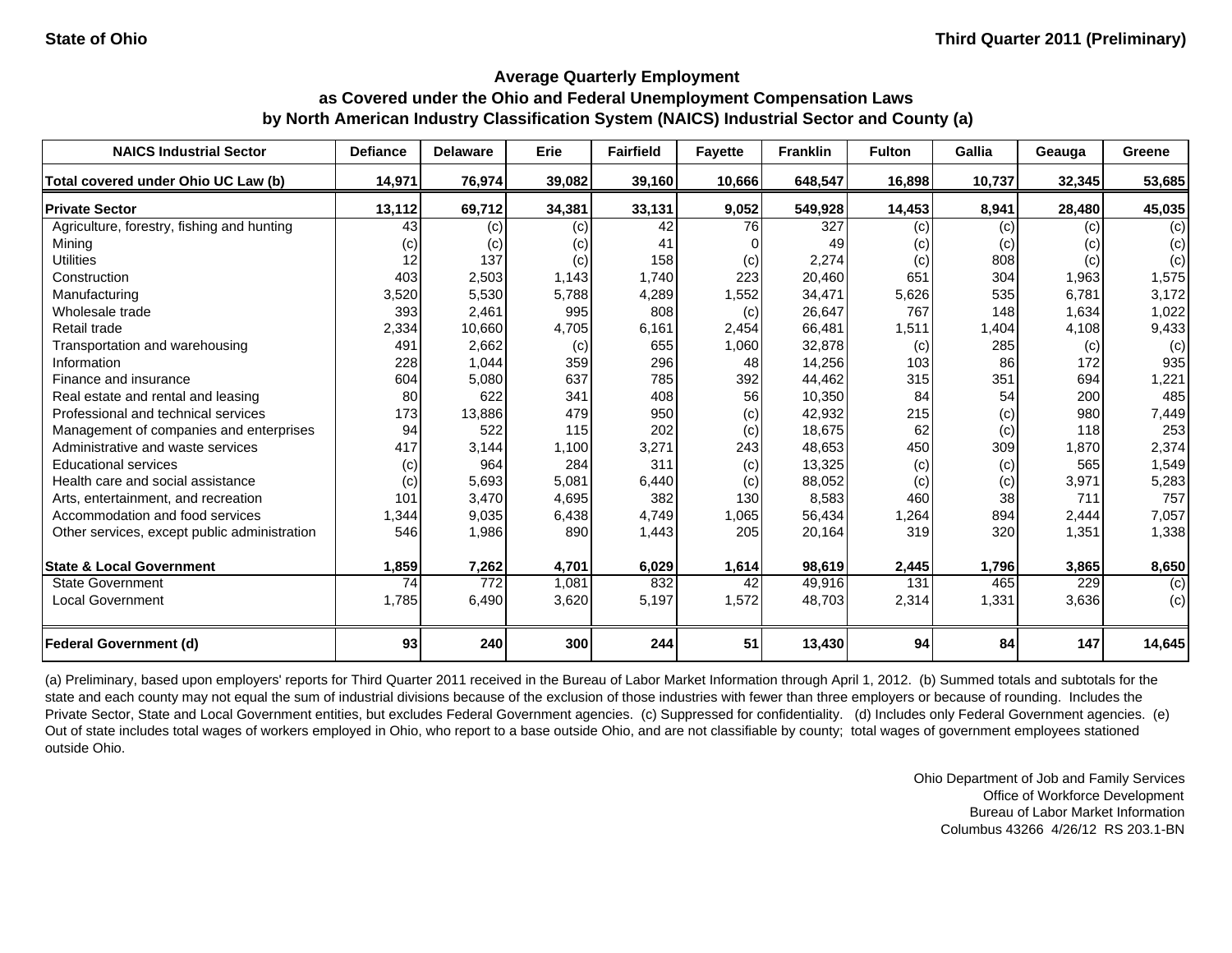State of Ohio

Third Quarter 2011 (Preliminary)

## Average Quarterly Employment as Covered under the Ohio and Federal Unemployment Compensation Laws by North American Industry Classification System (NAICS) Industrial Sector and County (a)

| NAICS Industrial Sector | Defiance | Delaware | Erie | Fairfield | Fayette | Franklin | Fulton | Gallia | Geauga | Greene |
|---|---|---|---|---|---|---|---|---|---|---|
| **Total covered under Ohio UC Law (b)** | **14,971** | **76,974** | **39,082** | **39,160** | **10,666** | **648,547** | **16,898** | **10,737** | **32,345** | **53,685** |
| **Private Sector** | **13,112** | **69,712** | **34,381** | **33,131** | **9,052** | **549,928** | **14,453** | **8,941** | **28,480** | **45,035** |
| Agriculture, forestry, fishing and hunting | 43 | (c) | (c) | 42 | 76 | 327 | (c) | (c) | (c) | (c) |
| Mining | (c) | (c) | (c) | 41 | 0 | 49 | (c) | (c) | (c) | (c) |
| Utilities | 12 | 137 | (c) | 158 | (c) | 2,274 | (c) | 808 | (c) | (c) |
| Construction | 403 | 2,503 | 1,143 | 1,740 | 223 | 20,460 | 651 | 304 | 1,963 | 1,575 |
| Manufacturing | 3,520 | 5,530 | 5,788 | 4,289 | 1,552 | 34,471 | 5,626 | 535 | 6,781 | 3,172 |
| Wholesale trade | 393 | 2,461 | 995 | 808 | (c) | 26,647 | 767 | 148 | 1,634 | 1,022 |
| Retail trade | 2,334 | 10,660 | 4,705 | 6,161 | 2,454 | 66,481 | 1,511 | 1,404 | 4,108 | 9,433 |
| Transportation and warehousing | 491 | 2,662 | (c) | 655 | 1,060 | 32,878 | (c) | 285 | (c) | (c) |
| Information | 228 | 1,044 | 359 | 296 | 48 | 14,256 | 103 | 86 | 172 | 935 |
| Finance and insurance | 604 | 5,080 | 637 | 785 | 392 | 44,462 | 315 | 351 | 694 | 1,221 |
| Real estate and rental and leasing | 80 | 622 | 341 | 408 | 56 | 10,350 | 84 | 54 | 200 | 485 |
| Professional and technical services | 173 | 13,886 | 479 | 950 | (c) | 42,932 | 215 | (c) | 980 | 7,449 |
| Management of companies and enterprises | 94 | 522 | 115 | 202 | (c) | 18,675 | 62 | (c) | 118 | 253 |
| Administrative and waste services | 417 | 3,144 | 1,100 | 3,271 | 243 | 48,653 | 450 | 309 | 1,870 | 2,374 |
| Educational services | (c) | 964 | 284 | 311 | (c) | 13,325 | (c) | (c) | 565 | 1,549 |
| Health care and social assistance | (c) | 5,693 | 5,081 | 6,440 | (c) | 88,052 | (c) | (c) | 3,971 | 5,283 |
| Arts, entertainment, and recreation | 101 | 3,470 | 4,695 | 382 | 130 | 8,583 | 460 | 38 | 711 | 757 |
| Accommodation and food services | 1,344 | 9,035 | 6,438 | 4,749 | 1,065 | 56,434 | 1,264 | 894 | 2,444 | 7,057 |
| Other services, except public administration | 546 | 1,986 | 890 | 1,443 | 205 | 20,164 | 319 | 320 | 1,351 | 1,338 |
| **State & Local Government** | **1,859** | **7,262** | **4,701** | **6,029** | **1,614** | **98,619** | **2,445** | **1,796** | **3,865** | **8,650** |
| State Government | 74 | 772 | 1,081 | 832 | 42 | 49,916 | 131 | 465 | 229 | (c) |
| Local Government | 1,785 | 6,490 | 3,620 | 5,197 | 1,572 | 48,703 | 2,314 | 1,331 | 3,636 | (c) |
| **Federal Government (d)** | **93** | **240** | **300** | **244** | **51** | **13,430** | **94** | **84** | **147** | **14,645** |

(a) Preliminary, based upon employers' reports for Third Quarter 2011 received in the Bureau of Labor Market Information through April 1, 2012. (b) Summed totals and subtotals for the state and each county may not equal the sum of industrial divisions because of the exclusion of those industries with fewer than three employers or because of rounding. Includes the Private Sector, State and Local Government entities, but excludes Federal Government agencies. (c) Suppressed for confidentiality. (d) Includes only Federal Government agencies. (e) Out of state includes total wages of workers employed in Ohio, who report to a base outside Ohio, and are not classifiable by county; total wages of government employees stationed outside Ohio.

Ohio Department of Job and Family Services
Office of Workforce Development
Bureau of Labor Market Information
Columbus 43266 4/26/12 RS 203.1-BN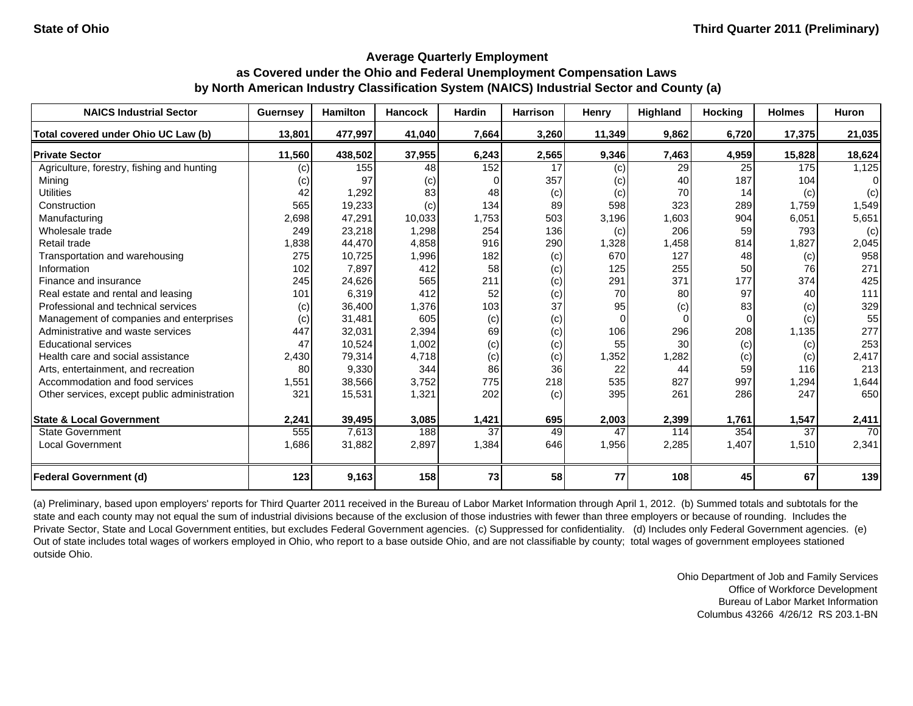State of Ohio | Third Quarter 2011 (Preliminary)

## Average Quarterly Employment
## as Covered under the Ohio and Federal Unemployment Compensation Laws
## by North American Industry Classification System (NAICS) Industrial Sector and County (a)

| NAICS Industrial Sector | Guernsey | Hamilton | Hancock | Hardin | Harrison | Henry | Highland | Hocking | Holmes | Huron |
|---|---|---|---|---|---|---|---|---|---|---|
| **Total covered under Ohio UC Law (b)** | **13,801** | **477,997** | **41,040** | **7,664** | **3,260** | **11,349** | **9,862** | **6,720** | **17,375** | **21,035** |
| **Private Sector** | **11,560** | **438,502** | **37,955** | **6,243** | **2,565** | **9,346** | **7,463** | **4,959** | **15,828** | **18,624** |
| Agriculture, forestry, fishing and hunting | (c) | 155 | 48 | 152 | 17 | (c) | 29 | 25 | 175 | 1,125 |
| Mining | (c) | 97 | (c) | 0 | 357 | (c) | 40 | 187 | 104 | 0 |
| Utilities | 42 | 1,292 | 83 | 48 | (c) | (c) | 70 | 14 | (c) | (c) |
| Construction | 565 | 19,233 | (c) | 134 | 89 | 598 | 323 | 289 | 1,759 | 1,549 |
| Manufacturing | 2,698 | 47,291 | 10,033 | 1,753 | 503 | 3,196 | 1,603 | 904 | 6,051 | 5,651 |
| Wholesale trade | 249 | 23,218 | 1,298 | 254 | 136 | (c) | 206 | 59 | 793 | (c) |
| Retail trade | 1,838 | 44,470 | 4,858 | 916 | 290 | 1,328 | 1,458 | 814 | 1,827 | 2,045 |
| Transportation and warehousing | 275 | 10,725 | 1,996 | 182 | (c) | 670 | 127 | 48 | (c) | 958 |
| Information | 102 | 7,897 | 412 | 58 | (c) | 125 | 255 | 50 | 76 | 271 |
| Finance and insurance | 245 | 24,626 | 565 | 211 | (c) | 291 | 371 | 177 | 374 | 425 |
| Real estate and rental and leasing | 101 | 6,319 | 412 | 52 | (c) | 70 | 80 | 97 | 40 | 111 |
| Professional and technical services | (c) | 36,400 | 1,376 | 103 | 37 | 95 | (c) | 83 | (c) | 329 |
| Management of companies and enterprises | (c) | 31,481 | 605 | (c) | (c) | 0 | 0 | 0 | (c) | 55 |
| Administrative and waste services | 447 | 32,031 | 2,394 | 69 | (c) | 106 | 296 | 208 | 1,135 | 277 |
| Educational services | 47 | 10,524 | 1,002 | (c) | (c) | 55 | 30 | (c) | (c) | 253 |
| Health care and social assistance | 2,430 | 79,314 | 4,718 | (c) | (c) | 1,352 | 1,282 | (c) | (c) | 2,417 |
| Arts, entertainment, and recreation | 80 | 9,330 | 344 | 86 | 36 | 22 | 44 | 59 | 116 | 213 |
| Accommodation and food services | 1,551 | 38,566 | 3,752 | 775 | 218 | 535 | 827 | 997 | 1,294 | 1,644 |
| Other services, except public administration | 321 | 15,531 | 1,321 | 202 | (c) | 395 | 261 | 286 | 247 | 650 |
| **State & Local Government** | **2,241** | **39,495** | **3,085** | **1,421** | **695** | **2,003** | **2,399** | **1,761** | **1,547** | **2,411** |
| State Government | 555 | 7,613 | 188 | 37 | 49 | 47 | 114 | 354 | 37 | 70 |
| Local Government | 1,686 | 31,882 | 2,897 | 1,384 | 646 | 1,956 | 2,285 | 1,407 | 1,510 | 2,341 |
| **Federal Government (d)** | **123** | **9,163** | **158** | **73** | **58** | **77** | **108** | **45** | **67** | **139** |

(a) Preliminary, based upon employers' reports for Third Quarter 2011 received in the Bureau of Labor Market Information through April 1, 2012. (b) Summed totals and subtotals for the state and each county may not equal the sum of industrial divisions because of the exclusion of those industries with fewer than three employers or because of rounding. Includes the Private Sector, State and Local Government entities, but excludes Federal Government agencies. (c) Suppressed for confidentiality. (d) Includes only Federal Government agencies. (e) Out of state includes total wages of workers employed in Ohio, who report to a base outside Ohio, and are not classifiable by county; total wages of government employees stationed outside Ohio.

Ohio Department of Job and Family Services
Office of Workforce Development
Bureau of Labor Market Information
Columbus 43266 4/26/12 RS 203.1-BN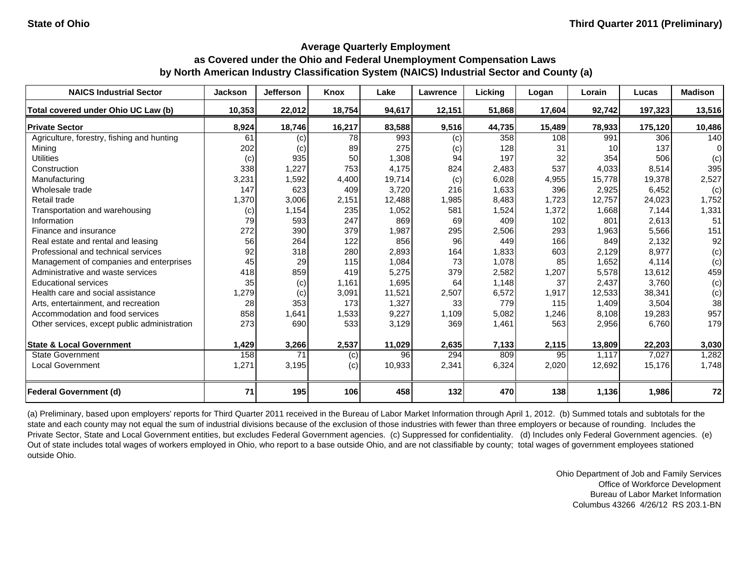State of Ohio — Third Quarter 2011 (Preliminary)

## Average Quarterly Employment as Covered under the Ohio and Federal Unemployment Compensation Laws by North American Industry Classification System (NAICS) Industrial Sector and County (a)

| NAICS Industrial Sector | Jackson | Jefferson | Knox | Lake | Lawrence | Licking | Logan | Lorain | Lucas | Madison |
|---|---|---|---|---|---|---|---|---|---|---|
| **Total covered under Ohio UC Law (b)** | **10,353** | **22,012** | **18,754** | **94,617** | **12,151** | **51,868** | **17,604** | **92,742** | **197,323** | **13,516** |
| **Private Sector** | **8,924** | **18,746** | **16,217** | **83,588** | **9,516** | **44,735** | **15,489** | **78,933** | **175,120** | **10,486** |
| Agriculture, forestry, fishing and hunting | 61 | (c) | 78 | 993 | (c) | 358 | 108 | 991 | 306 | 140 |
| Mining | 202 | (c) | 89 | 275 | (c) | 128 | 31 | 10 | 137 | 0 |
| Utilities | (c) | 935 | 50 | 1,308 | 94 | 197 | 32 | 354 | 506 | (c) |
| Construction | 338 | 1,227 | 753 | 4,175 | 824 | 2,483 | 537 | 4,033 | 8,514 | 395 |
| Manufacturing | 3,231 | 1,592 | 4,400 | 19,714 | (c) | 6,028 | 4,955 | 15,778 | 19,378 | 2,527 |
| Wholesale trade | 147 | 623 | 409 | 3,720 | 216 | 1,633 | 396 | 2,925 | 6,452 | (c) |
| Retail trade | 1,370 | 3,006 | 2,151 | 12,488 | 1,985 | 8,483 | 1,723 | 12,757 | 24,023 | 1,752 |
| Transportation and warehousing | (c) | 1,154 | 235 | 1,052 | 581 | 1,524 | 1,372 | 1,668 | 7,144 | 1,331 |
| Information | 79 | 593 | 247 | 869 | 69 | 409 | 102 | 801 | 2,613 | 51 |
| Finance and insurance | 272 | 390 | 379 | 1,987 | 295 | 2,506 | 293 | 1,963 | 5,566 | 151 |
| Real estate and rental and leasing | 56 | 264 | 122 | 856 | 96 | 449 | 166 | 849 | 2,132 | 92 |
| Professional and technical services | 92 | 318 | 280 | 2,893 | 164 | 1,833 | 603 | 2,129 | 8,977 | (c) |
| Management of companies and enterprises | 45 | 29 | 115 | 1,084 | 73 | 1,078 | 85 | 1,652 | 4,114 | (c) |
| Administrative and waste services | 418 | 859 | 419 | 5,275 | 379 | 2,582 | 1,207 | 5,578 | 13,612 | 459 |
| Educational services | 35 | (c) | 1,161 | 1,695 | 64 | 1,148 | 37 | 2,437 | 3,760 | (c) |
| Health care and social assistance | 1,279 | (c) | 3,091 | 11,521 | 2,507 | 6,572 | 1,917 | 12,533 | 38,341 | (c) |
| Arts, entertainment, and recreation | 28 | 353 | 173 | 1,327 | 33 | 779 | 115 | 1,409 | 3,504 | 38 |
| Accommodation and food services | 858 | 1,641 | 1,533 | 9,227 | 1,109 | 5,082 | 1,246 | 8,108 | 19,283 | 957 |
| Other services, except public administration | 273 | 690 | 533 | 3,129 | 369 | 1,461 | 563 | 2,956 | 6,760 | 179 |
| **State & Local Government** | **1,429** | **3,266** | **2,537** | **11,029** | **2,635** | **7,133** | **2,115** | **13,809** | **22,203** | **3,030** |
| State Government | 158 | 71 | (c) | 96 | 294 | 809 | 95 | 1,117 | 7,027 | 1,282 |
| Local Government | 1,271 | 3,195 | (c) | 10,933 | 2,341 | 6,324 | 2,020 | 12,692 | 15,176 | 1,748 |
| **Federal Government (d)** | **71** | **195** | **106** | **458** | **132** | **470** | **138** | **1,136** | **1,986** | **72** |

(a) Preliminary, based upon employers' reports for Third Quarter 2011 received in the Bureau of Labor Market Information through April 1, 2012. (b) Summed totals and subtotals for the state and each county may not equal the sum of industrial divisions because of the exclusion of those industries with fewer than three employers or because of rounding. Includes the Private Sector, State and Local Government entities, but excludes Federal Government agencies. (c) Suppressed for confidentiality. (d) Includes only Federal Government agencies. (e) Out of state includes total wages of workers employed in Ohio, who report to a base outside Ohio, and are not classifiable by county; total wages of government employees stationed outside Ohio.

Ohio Department of Job and Family Services
Office of Workforce Development
Bureau of Labor Market Information
Columbus 43266 4/26/12 RS 203.1-BN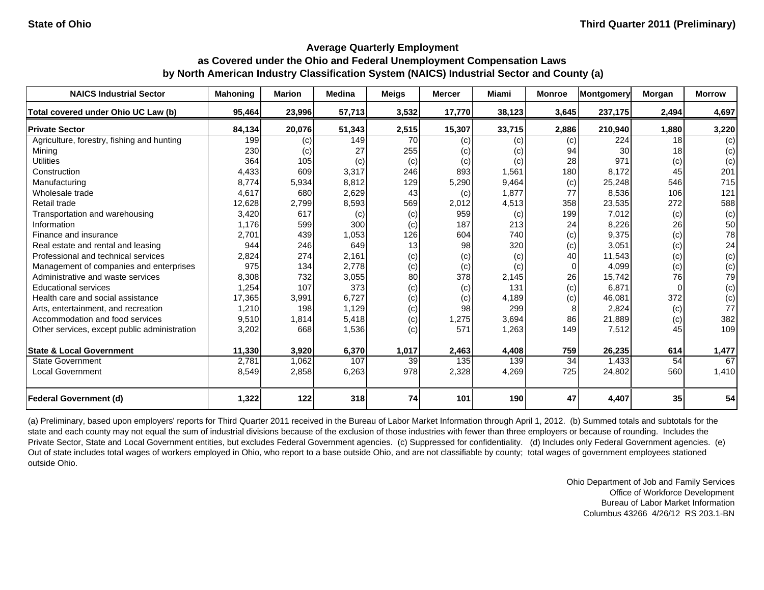State of Ohio — Third Quarter 2011 (Preliminary)

## Average Quarterly Employment as Covered under the Ohio and Federal Unemployment Compensation Laws by North American Industry Classification System (NAICS) Industrial Sector and County (a)

| NAICS Industrial Sector | Mahoning | Marion | Medina | Meigs | Mercer | Miami | Monroe | Montgomery | Morgan | Morrow |
|---|---|---|---|---|---|---|---|---|---|---|
| **Total covered under Ohio UC Law (b)** | **95,464** | **23,996** | **57,713** | **3,532** | **17,770** | **38,123** | **3,645** | **237,175** | **2,494** | **4,697** |
| **Private Sector** | **84,134** | **20,076** | **51,343** | **2,515** | **15,307** | **33,715** | **2,886** | **210,940** | **1,880** | **3,220** |
| Agriculture, forestry, fishing and hunting | 199 | (c) | 149 | 70 | (c) | (c) | (c) | 224 | 18 | (c) |
| Mining | 230 | (c) | 27 | 255 | (c) | (c) | 94 | 30 | 18 | (c) |
| Utilities | 364 | 105 | (c) | (c) | (c) | (c) | 28 | 971 | (c) | (c) |
| Construction | 4,433 | 609 | 3,317 | 246 | 893 | 1,561 | 180 | 8,172 | 45 | 201 |
| Manufacturing | 8,774 | 5,934 | 8,812 | 129 | 5,290 | 9,464 | (c) | 25,248 | 546 | 715 |
| Wholesale trade | 4,617 | 680 | 2,629 | 43 | (c) | 1,877 | 77 | 8,536 | 106 | 121 |
| Retail trade | 12,628 | 2,799 | 8,593 | 569 | 2,012 | 4,513 | 358 | 23,535 | 272 | 588 |
| Transportation and warehousing | 3,420 | 617 | (c) | (c) | 959 | (c) | 199 | 7,012 | (c) | (c) |
| Information | 1,176 | 599 | 300 | (c) | 187 | 213 | 24 | 8,226 | 26 | 50 |
| Finance and insurance | 2,701 | 439 | 1,053 | 126 | 604 | 740 | (c) | 9,375 | (c) | 78 |
| Real estate and rental and leasing | 944 | 246 | 649 | 13 | 98 | 320 | (c) | 3,051 | (c) | 24 |
| Professional and technical services | 2,824 | 274 | 2,161 | (c) | (c) | (c) | 40 | 11,543 | (c) | (c) |
| Management of companies and enterprises | 975 | 134 | 2,778 | (c) | (c) | (c) | 0 | 4,099 | (c) | (c) |
| Administrative and waste services | 8,308 | 732 | 3,055 | 80 | 378 | 2,145 | 26 | 15,742 | 76 | 79 |
| Educational services | 1,254 | 107 | 373 | (c) | (c) | 131 | (c) | 6,871 | 0 | (c) |
| Health care and social assistance | 17,365 | 3,991 | 6,727 | (c) | (c) | 4,189 | (c) | 46,081 | 372 | (c) |
| Arts, entertainment, and recreation | 1,210 | 198 | 1,129 | (c) | 98 | 299 | 8 | 2,824 | (c) | 77 |
| Accommodation and food services | 9,510 | 1,814 | 5,418 | (c) | 1,275 | 3,694 | 86 | 21,889 | (c) | 382 |
| Other services, except public administration | 3,202 | 668 | 1,536 | (c) | 571 | 1,263 | 149 | 7,512 | 45 | 109 |
| **State & Local Government** | **11,330** | **3,920** | **6,370** | **1,017** | **2,463** | **4,408** | **759** | **26,235** | **614** | **1,477** |
| State Government | 2,781 | 1,062 | 107 | 39 | 135 | 139 | 34 | 1,433 | 54 | 67 |
| Local Government | 8,549 | 2,858 | 6,263 | 978 | 2,328 | 4,269 | 725 | 24,802 | 560 | 1,410 |
| **Federal Government (d)** | **1,322** | **122** | **318** | **74** | **101** | **190** | **47** | **4,407** | **35** | **54** |

(a) Preliminary, based upon employers' reports for Third Quarter 2011 received in the Bureau of Labor Market Information through April 1, 2012. (b) Summed totals and subtotals for the state and each county may not equal the sum of industrial divisions because of the exclusion of those industries with fewer than three employers or because of rounding. Includes the Private Sector, State and Local Government entities, but excludes Federal Government agencies. (c) Suppressed for confidentiality. (d) Includes only Federal Government agencies. (e) Out of state includes total wages of workers employed in Ohio, who report to a base outside Ohio, and are not classifiable by county; total wages of government employees stationed outside Ohio.

Ohio Department of Job and Family Services
Office of Workforce Development
Bureau of Labor Market Information
Columbus 43266 4/26/12 RS 203.1-BN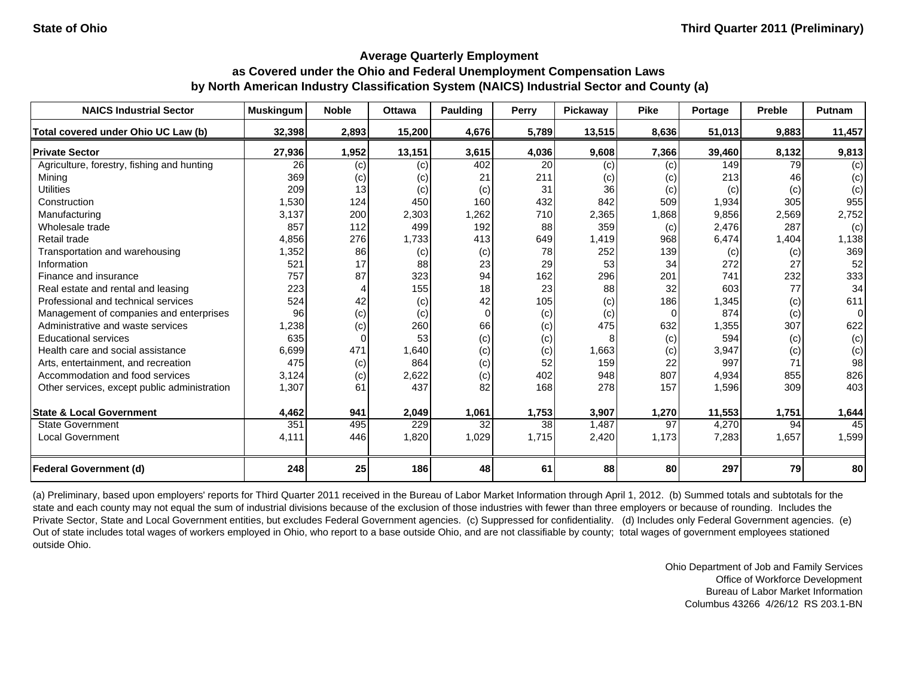State of Ohio

Third Quarter 2011 (Preliminary)

## Average Quarterly Employment as Covered under the Ohio and Federal Unemployment Compensation Laws by North American Industry Classification System (NAICS) Industrial Sector and County (a)

| NAICS Industrial Sector | Muskingum | Noble | Ottawa | Paulding | Perry | Pickaway | Pike | Portage | Preble | Putnam |
|---|---|---|---|---|---|---|---|---|---|---|
| **Total covered under Ohio UC Law (b)** | **32,398** | **2,893** | **15,200** | **4,676** | **5,789** | **13,515** | **8,636** | **51,013** | **9,883** | **11,457** |
| **Private Sector** | **27,936** | **1,952** | **13,151** | **3,615** | **4,036** | **9,608** | **7,366** | **39,460** | **8,132** | **9,813** |
| Agriculture, forestry, fishing and hunting | 26 | (c) | (c) | 402 | 20 | (c) | (c) | 149 | 79 | (c) |
| Mining | 369 | (c) | (c) | 21 | 211 | (c) | (c) | 213 | 46 | (c) |
| Utilities | 209 | 13 | (c) | (c) | 31 | 36 | (c) | (c) | (c) | (c) |
| Construction | 1,530 | 124 | 450 | 160 | 432 | 842 | 509 | 1,934 | 305 | 955 |
| Manufacturing | 3,137 | 200 | 2,303 | 1,262 | 710 | 2,365 | 1,868 | 9,856 | 2,569 | 2,752 |
| Wholesale trade | 857 | 112 | 499 | 192 | 88 | 359 | (c) | 2,476 | 287 | (c) |
| Retail trade | 4,856 | 276 | 1,733 | 413 | 649 | 1,419 | 968 | 6,474 | 1,404 | 1,138 |
| Transportation and warehousing | 1,352 | 86 | (c) | (c) | 78 | 252 | 139 | (c) | (c) | 369 |
| Information | 521 | 17 | 88 | 23 | 29 | 53 | 34 | 272 | 27 | 52 |
| Finance and insurance | 757 | 87 | 323 | 94 | 162 | 296 | 201 | 741 | 232 | 333 |
| Real estate and rental and leasing | 223 | 4 | 155 | 18 | 23 | 88 | 32 | 603 | 77 | 34 |
| Professional and technical services | 524 | 42 | (c) | 42 | 105 | (c) | 186 | 1,345 | (c) | 611 |
| Management of companies and enterprises | 96 | (c) | (c) | 0 | (c) | (c) | 0 | 874 | (c) | 0 |
| Administrative and waste services | 1,238 | (c) | 260 | 66 | (c) | 475 | 632 | 1,355 | 307 | 622 |
| Educational services | 635 | 0 | 53 | (c) | (c) | 8 | (c) | 594 | (c) | (c) |
| Health care and social assistance | 6,699 | 471 | 1,640 | (c) | (c) | 1,663 | (c) | 3,947 | (c) | (c) |
| Arts, entertainment, and recreation | 475 | (c) | 864 | (c) | 52 | 159 | 22 | 997 | 71 | 98 |
| Accommodation and food services | 3,124 | (c) | 2,622 | (c) | 402 | 948 | 807 | 4,934 | 855 | 826 |
| Other services, except public administration | 1,307 | 61 | 437 | 82 | 168 | 278 | 157 | 1,596 | 309 | 403 |
| **State & Local Government** | **4,462** | **941** | **2,049** | **1,061** | **1,753** | **3,907** | **1,270** | **11,553** | **1,751** | **1,644** |
| State Government | 351 | 495 | 229 | 32 | 38 | 1,487 | 97 | 4,270 | 94 | 45 |
| Local Government | 4,111 | 446 | 1,820 | 1,029 | 1,715 | 2,420 | 1,173 | 7,283 | 1,657 | 1,599 |
| **Federal Government (d)** | **248** | **25** | **186** | **48** | **61** | **88** | **80** | **297** | **79** | **80** |

(a) Preliminary, based upon employers' reports for Third Quarter 2011 received in the Bureau of Labor Market Information through April 1, 2012. (b) Summed totals and subtotals for the state and each county may not equal the sum of industrial divisions because of the exclusion of those industries with fewer than three employers or because of rounding. Includes the Private Sector, State and Local Government entities, but excludes Federal Government agencies. (c) Suppressed for confidentiality. (d) Includes only Federal Government agencies. (e) Out of state includes total wages of workers employed in Ohio, who report to a base outside Ohio, and are not classifiable by county; total wages of government employees stationed outside Ohio.

Ohio Department of Job and Family Services
Office of Workforce Development
Bureau of Labor Market Information
Columbus 43266 4/26/12 RS 203.1-BN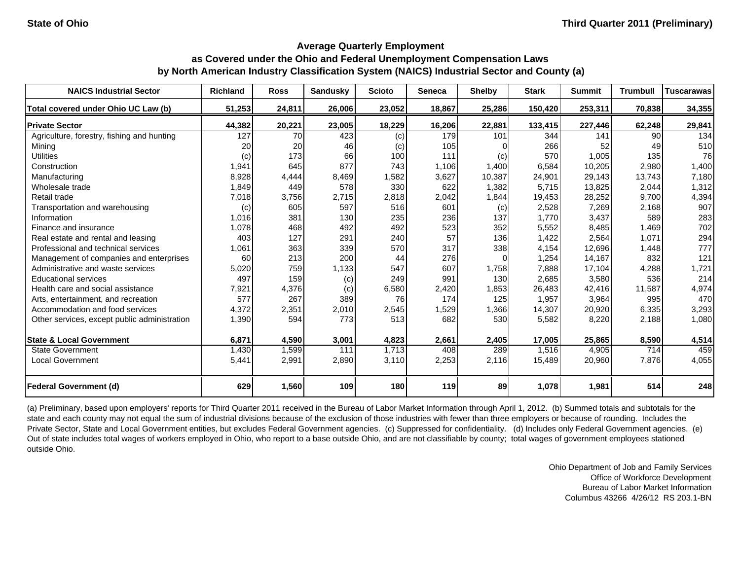State of Ohio

Third Quarter 2011 (Preliminary)

## Average Quarterly Employment as Covered under the Ohio and Federal Unemployment Compensation Laws by North American Industry Classification System (NAICS) Industrial Sector and County (a)

| NAICS Industrial Sector | Richland | Ross | Sandusky | Scioto | Seneca | Shelby | Stark | Summit | Trumbull | Tuscarawas |
|---|---|---|---|---|---|---|---|---|---|---|
| **Total covered under Ohio UC Law (b)** | **51,253** | **24,811** | **26,006** | **23,052** | **18,867** | **25,286** | **150,420** | **253,311** | **70,838** | **34,355** |
| **Private Sector** | **44,382** | **20,221** | **23,005** | **18,229** | **16,206** | **22,881** | **133,415** | **227,446** | **62,248** | **29,841** |
| Agriculture, forestry, fishing and hunting | 127 | 70 | 423 | (c) | 179 | 101 | 344 | 141 | 90 | 134 |
| Mining | 20 | 20 | 46 | (c) | 105 | 0 | 266 | 52 | 49 | 510 |
| Utilities | (c) | 173 | 66 | 100 | 111 | (c) | 570 | 1,005 | 135 | 76 |
| Construction | 1,941 | 645 | 877 | 743 | 1,106 | 1,400 | 6,584 | 10,205 | 2,980 | 1,400 |
| Manufacturing | 8,928 | 4,444 | 8,469 | 1,582 | 3,627 | 10,387 | 24,901 | 29,143 | 13,743 | 7,180 |
| Wholesale trade | 1,849 | 449 | 578 | 330 | 622 | 1,382 | 5,715 | 13,825 | 2,044 | 1,312 |
| Retail trade | 7,018 | 3,756 | 2,715 | 2,818 | 2,042 | 1,844 | 19,453 | 28,252 | 9,700 | 4,394 |
| Transportation and warehousing | (c) | 605 | 597 | 516 | 601 | (c) | 2,528 | 7,269 | 2,168 | 907 |
| Information | 1,016 | 381 | 130 | 235 | 236 | 137 | 1,770 | 3,437 | 589 | 283 |
| Finance and insurance | 1,078 | 468 | 492 | 492 | 523 | 352 | 5,552 | 8,485 | 1,469 | 702 |
| Real estate and rental and leasing | 403 | 127 | 291 | 240 | 57 | 136 | 1,422 | 2,564 | 1,071 | 294 |
| Professional and technical services | 1,061 | 363 | 339 | 570 | 317 | 338 | 4,154 | 12,696 | 1,448 | 777 |
| Management of companies and enterprises | 60 | 213 | 200 | 44 | 276 | 0 | 1,254 | 14,167 | 832 | 121 |
| Administrative and waste services | 5,020 | 759 | 1,133 | 547 | 607 | 1,758 | 7,888 | 17,104 | 4,288 | 1,721 |
| Educational services | 497 | 159 | (c) | 249 | 991 | 130 | 2,685 | 3,580 | 536 | 214 |
| Health care and social assistance | 7,921 | 4,376 | (c) | 6,580 | 2,420 | 1,853 | 26,483 | 42,416 | 11,587 | 4,974 |
| Arts, entertainment, and recreation | 577 | 267 | 389 | 76 | 174 | 125 | 1,957 | 3,964 | 995 | 470 |
| Accommodation and food services | 4,372 | 2,351 | 2,010 | 2,545 | 1,529 | 1,366 | 14,307 | 20,920 | 6,335 | 3,293 |
| Other services, except public administration | 1,390 | 594 | 773 | 513 | 682 | 530 | 5,582 | 8,220 | 2,188 | 1,080 |
| **State & Local Government** | **6,871** | **4,590** | **3,001** | **4,823** | **2,661** | **2,405** | **17,005** | **25,865** | **8,590** | **4,514** |
| State Government | 1,430 | 1,599 | 111 | 1,713 | 408 | 289 | 1,516 | 4,905 | 714 | 459 |
| Local Government | 5,441 | 2,991 | 2,890 | 3,110 | 2,253 | 2,116 | 15,489 | 20,960 | 7,876 | 4,055 |
| **Federal Government (d)** | **629** | **1,560** | **109** | **180** | **119** | **89** | **1,078** | **1,981** | **514** | **248** |

(a) Preliminary, based upon employers' reports for Third Quarter 2011 received in the Bureau of Labor Market Information through April 1, 2012. (b) Summed totals and subtotals for the state and each county may not equal the sum of industrial divisions because of the exclusion of those industries with fewer than three employers or because of rounding. Includes the Private Sector, State and Local Government entities, but excludes Federal Government agencies. (c) Suppressed for confidentiality. (d) Includes only Federal Government agencies. (e) Out of state includes total wages of workers employed in Ohio, who report to a base outside Ohio, and are not classifiable by county; total wages of government employees stationed outside Ohio.

Ohio Department of Job and Family Services
Office of Workforce Development
Bureau of Labor Market Information
Columbus 43266 4/26/12 RS 203.1-BN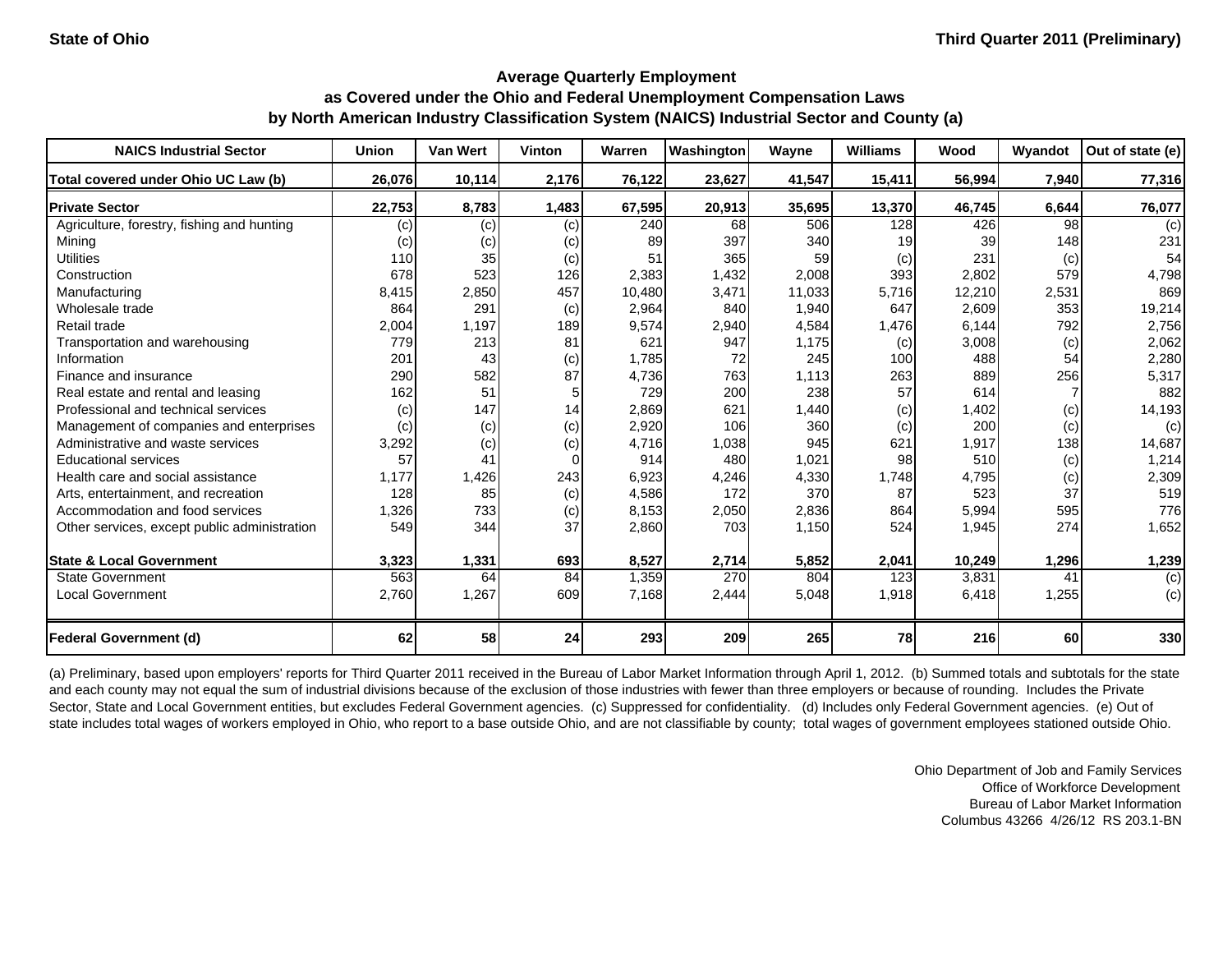State of Ohio

Third Quarter 2011 (Preliminary)

## Average Quarterly Employment
## as Covered under the Ohio and Federal Unemployment Compensation Laws
## by North American Industry Classification System (NAICS) Industrial Sector and County (a)

| NAICS Industrial Sector | Union | Van Wert | Vinton | Warren | Washington | Wayne | Williams | Wood | Wyandot | Out of state (e) |
|---|---|---|---|---|---|---|---|---|---|---|
| **Total covered under Ohio UC Law (b)** | **26,076** | **10,114** | **2,176** | **76,122** | **23,627** | **41,547** | **15,411** | **56,994** | **7,940** | **77,316** |
| **Private Sector** | **22,753** | **8,783** | **1,483** | **67,595** | **20,913** | **35,695** | **13,370** | **46,745** | **6,644** | **76,077** |
| Agriculture, forestry, fishing and hunting | (c) | (c) | (c) | 240 | 68 | 506 | 128 | 426 | 98 | (c) |
| Mining | (c) | (c) | (c) | 89 | 397 | 340 | 19 | 39 | 148 | 231 |
| Utilities | 110 | 35 | (c) | 51 | 365 | 59 | (c) | 231 | (c) | 54 |
| Construction | 678 | 523 | 126 | 2,383 | 1,432 | 2,008 | 393 | 2,802 | 579 | 4,798 |
| Manufacturing | 8,415 | 2,850 | 457 | 10,480 | 3,471 | 11,033 | 5,716 | 12,210 | 2,531 | 869 |
| Wholesale trade | 864 | 291 | (c) | 2,964 | 840 | 1,940 | 647 | 2,609 | 353 | 19,214 |
| Retail trade | 2,004 | 1,197 | 189 | 9,574 | 2,940 | 4,584 | 1,476 | 6,144 | 792 | 2,756 |
| Transportation and warehousing | 779 | 213 | 81 | 621 | 947 | 1,175 | (c) | 3,008 | (c) | 2,062 |
| Information | 201 | 43 | (c) | 1,785 | 72 | 245 | 100 | 488 | 54 | 2,280 |
| Finance and insurance | 290 | 582 | 87 | 4,736 | 763 | 1,113 | 263 | 889 | 256 | 5,317 |
| Real estate and rental and leasing | 162 | 51 | 5 | 729 | 200 | 238 | 57 | 614 | 7 | 882 |
| Professional and technical services | (c) | 147 | 14 | 2,869 | 621 | 1,440 | (c) | 1,402 | (c) | 14,193 |
| Management of companies and enterprises | (c) | (c) | (c) | 2,920 | 106 | 360 | (c) | 200 | (c) | (c) |
| Administrative and waste services | 3,292 | (c) | (c) | 4,716 | 1,038 | 945 | 621 | 1,917 | 138 | 14,687 |
| Educational services | 57 | 41 | 0 | 914 | 480 | 1,021 | 98 | 510 | (c) | 1,214 |
| Health care and social assistance | 1,177 | 1,426 | 243 | 6,923 | 4,246 | 4,330 | 1,748 | 4,795 | (c) | 2,309 |
| Arts, entertainment, and recreation | 128 | 85 | (c) | 4,586 | 172 | 370 | 87 | 523 | 37 | 519 |
| Accommodation and food services | 1,326 | 733 | (c) | 8,153 | 2,050 | 2,836 | 864 | 5,994 | 595 | 776 |
| Other services, except public administration | 549 | 344 | 37 | 2,860 | 703 | 1,150 | 524 | 1,945 | 274 | 1,652 |
| **State & Local Government** | **3,323** | **1,331** | **693** | **8,527** | **2,714** | **5,852** | **2,041** | **10,249** | **1,296** | **1,239** |
| State Government | 563 | 64 | 84 | 1,359 | 270 | 804 | 123 | 3,831 | 41 | (c) |
| Local Government | 2,760 | 1,267 | 609 | 7,168 | 2,444 | 5,048 | 1,918 | 6,418 | 1,255 | (c) |
| **Federal Government (d)** | **62** | **58** | **24** | **293** | **209** | **265** | **78** | **216** | **60** | **330** |

(a) Preliminary, based upon employers' reports for Third Quarter 2011 received in the Bureau of Labor Market Information through April 1, 2012. (b) Summed totals and subtotals for the state and each county may not equal the sum of industrial divisions because of the exclusion of those industries with fewer than three employers or because of rounding. Includes the Private Sector, State and Local Government entities, but excludes Federal Government agencies. (c) Suppressed for confidentiality. (d) Includes only Federal Government agencies. (e) Out of state includes total wages of workers employed in Ohio, who report to a base outside Ohio, and are not classifiable by county; total wages of government employees stationed outside Ohio.

Ohio Department of Job and Family Services
Office of Workforce Development
Bureau of Labor Market Information
Columbus 43266 4/26/12 RS 203.1-BN